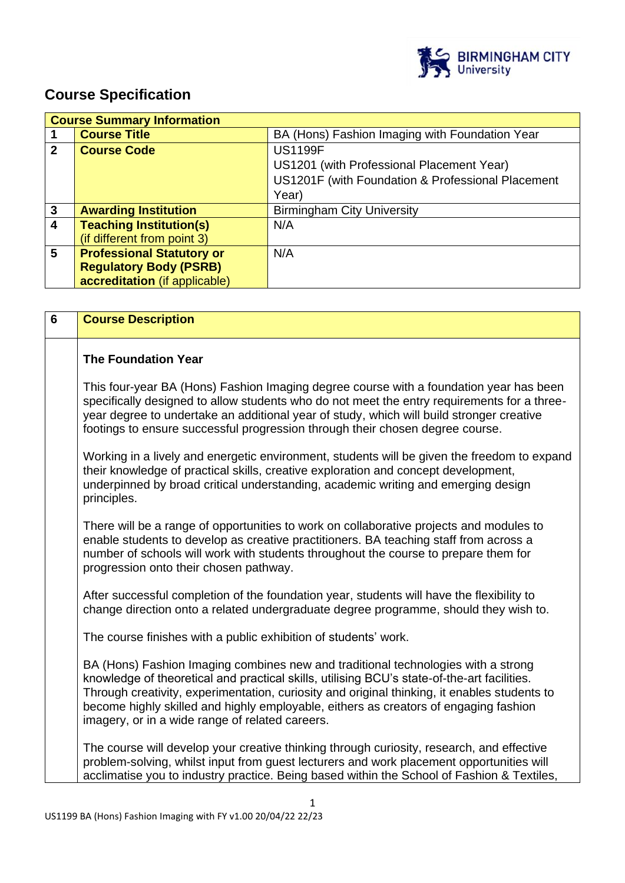# Course Specification

| Course Summary Information | | |
|---|---|---|
| **1** | **Course Title** | BA (Hons) Fashion Imaging with Foundation Year |
| **2** | **Course Code** | US1199F<br>US1201 (with Professional Placement Year)<br>US1201F (with Foundation & Professional Placement Year) |
| **3** | **Awarding Institution** | Birmingham City University |
| **4** | **Teaching Institution(s)** (if different from point 3) | N/A |
| **5** | **Professional Statutory or Regulatory Body (PSRB) accreditation** (if applicable) | N/A |

| 6 | Course Description |
|---|---|

**The Foundation Year**

This four-year BA (Hons) Fashion Imaging degree course with a foundation year has been specifically designed to allow students who do not meet the entry requirements for a three-year degree to undertake an additional year of study, which will build stronger creative footings to ensure successful progression through their chosen degree course.

Working in a lively and energetic environment, students will be given the freedom to expand their knowledge of practical skills, creative exploration and concept development, underpinned by broad critical understanding, academic writing and emerging design principles.

There will be a range of opportunities to work on collaborative projects and modules to enable students to develop as creative practitioners. BA teaching staff from across a number of schools will work with students throughout the course to prepare them for progression onto their chosen pathway.

After successful completion of the foundation year, students will have the flexibility to change direction onto a related undergraduate degree programme, should they wish to.

The course finishes with a public exhibition of students' work.

BA (Hons) Fashion Imaging combines new and traditional technologies with a strong knowledge of theoretical and practical skills, utilising BCU's state-of-the-art facilities. Through creativity, experimentation, curiosity and original thinking, it enables students to become highly skilled and highly employable, eithers as creators of engaging fashion imagery, or in a wide range of related careers.

The course will develop your creative thinking through curiosity, research, and effective problem-solving, whilst input from guest lecturers and work placement opportunities will acclimatise you to industry practice. Being based within the School of Fashion & Textiles,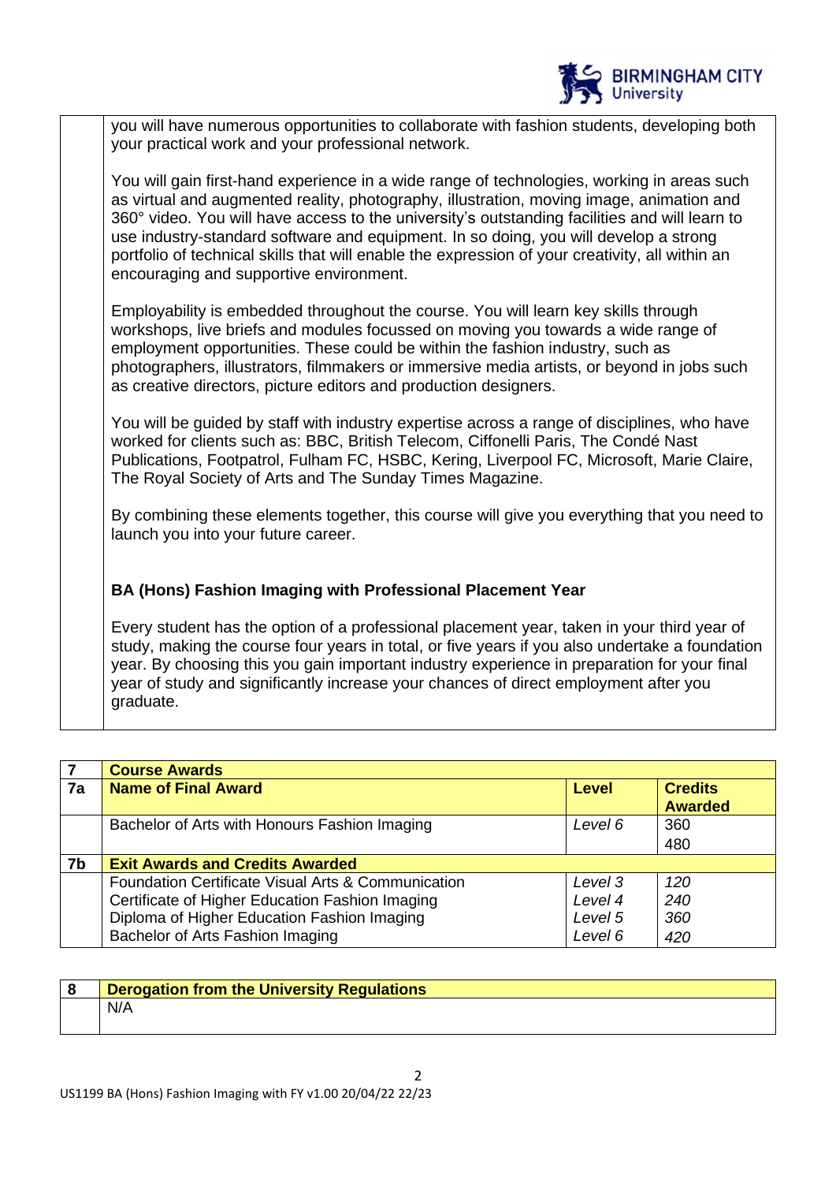you will have numerous opportunities to collaborate with fashion students, developing both your practical work and your professional network.

You will gain first-hand experience in a wide range of technologies, working in areas such as virtual and augmented reality, photography, illustration, moving image, animation and 360° video. You will have access to the university's outstanding facilities and will learn to use industry-standard software and equipment. In so doing, you will develop a strong portfolio of technical skills that will enable the expression of your creativity, all within an encouraging and supportive environment.

Employability is embedded throughout the course. You will learn key skills through workshops, live briefs and modules focussed on moving you towards a wide range of employment opportunities. These could be within the fashion industry, such as photographers, illustrators, filmmakers or immersive media artists, or beyond in jobs such as creative directors, picture editors and production designers.

You will be guided by staff with industry expertise across a range of disciplines, who have worked for clients such as: BBC, British Telecom, Ciffonelli Paris, The Condé Nast Publications, Footpatrol, Fulham FC, HSBC, Kering, Liverpool FC, Microsoft, Marie Claire, The Royal Society of Arts and The Sunday Times Magazine.

By combining these elements together, this course will give you everything that you need to launch you into your future career.

**BA (Hons) Fashion Imaging with Professional Placement Year**

Every student has the option of a professional placement year, taken in your third year of study, making the course four years in total, or five years if you also undertake a foundation year. By choosing this you gain important industry experience in preparation for your final year of study and significantly increase your chances of direct employment after you graduate.

| **7** | **Course Awards** | | |
|---|---|---|---|
| **7a** | **Name of Final Award** | **Level** | **Credits Awarded** |
| | Bachelor of Arts with Honours Fashion Imaging | *Level 6* | 360<br>480 |
| **7b** | **Exit Awards and Credits Awarded** | | |
| | Foundation Certificate Visual Arts & Communication | *Level 3* | *120* |
| | Certificate of Higher Education Fashion Imaging | *Level 4* | *240* |
| | Diploma of Higher Education Fashion Imaging | *Level 5* | *360* |
| | Bachelor of Arts Fashion Imaging | *Level 6* | *420* |

| **8** | **Derogation from the University Regulations** |
|---|---|
| | N/A |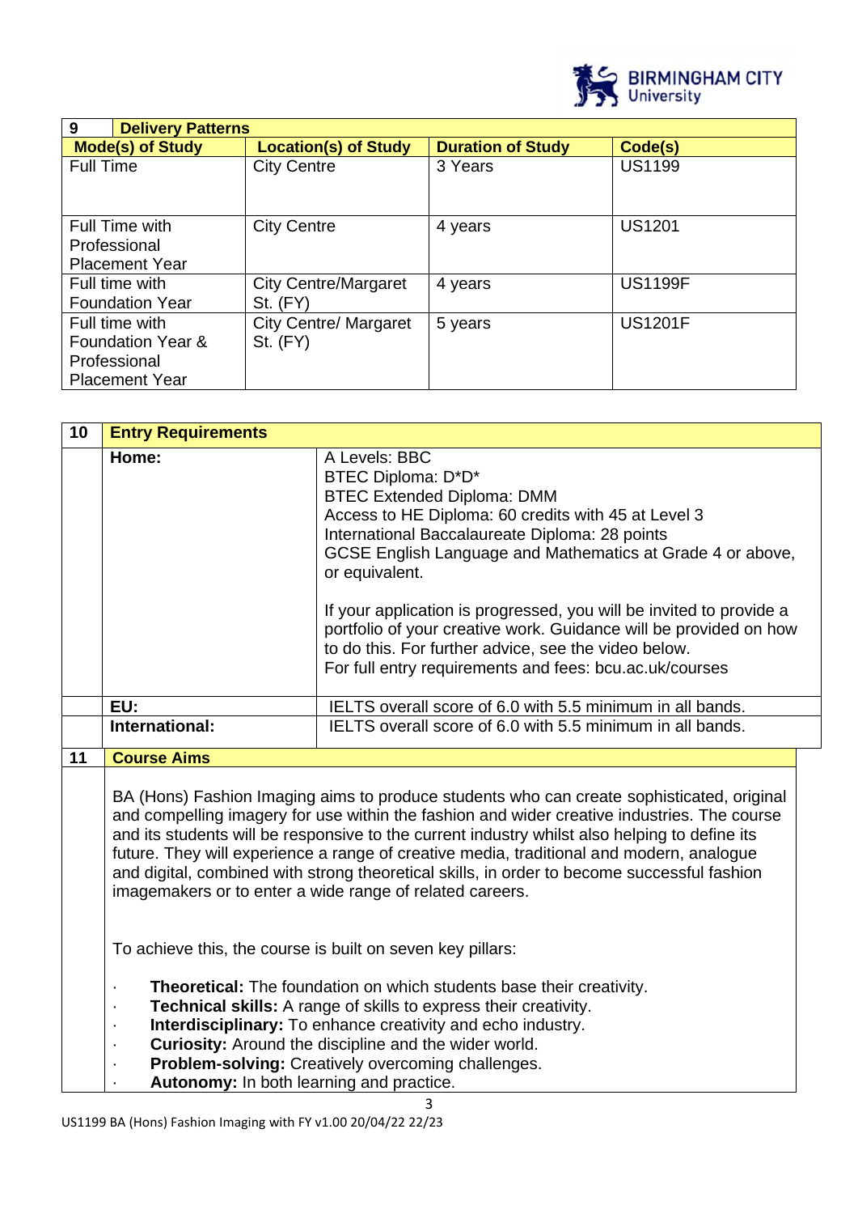| 9 | Delivery Patterns | | |
|---|---|---|---|
| **Mode(s) of Study** | **Location(s) of Study** | **Duration of Study** | **Code(s)** |
| Full Time | City Centre | 3 Years | US1199 |
| Full Time with Professional Placement Year | City Centre | 4 years | US1201 |
| Full time with Foundation Year | City Centre/Margaret St. (FY) | 4 years | US1199F |
| Full time with Foundation Year & Professional Placement Year | City Centre/ Margaret St. (FY) | 5 years | US1201F |

| 10 | Entry Requirements | |
|---|---|---|
| | **Home:** | A Levels: BBC<br>BTEC Diploma: D*D*<br>BTEC Extended Diploma: DMM<br>Access to HE Diploma: 60 credits with 45 at Level 3<br>International Baccalaureate Diploma: 28 points<br>GCSE English Language and Mathematics at Grade 4 or above, or equivalent.<br><br>If your application is progressed, you will be invited to provide a portfolio of your creative work. Guidance will be provided on how to do this. For further advice, see the video below.<br>For full entry requirements and fees: bcu.ac.uk/courses |
| | **EU:** | IELTS overall score of 6.0 with 5.5 minimum in all bands. |
| | **International:** | IELTS overall score of 6.0 with 5.5 minimum in all bands. |

## 11 Course Aims

BA (Hons) Fashion Imaging aims to produce students who can create sophisticated, original and compelling imagery for use within the fashion and wider creative industries. The course and its students will be responsive to the current industry whilst also helping to define its future. They will experience a range of creative media, traditional and modern, analogue and digital, combined with strong theoretical skills, in order to become successful fashion imagemakers or to enter a wide range of related careers.

To achieve this, the course is built on seven key pillars:

- **Theoretical:** The foundation on which students base their creativity.
- **Technical skills:** A range of skills to express their creativity.
- **Interdisciplinary:** To enhance creativity and echo industry.
- **Curiosity:** Around the discipline and the wider world.
- **Problem-solving:** Creatively overcoming challenges.
- **Autonomy:** In both learning and practice.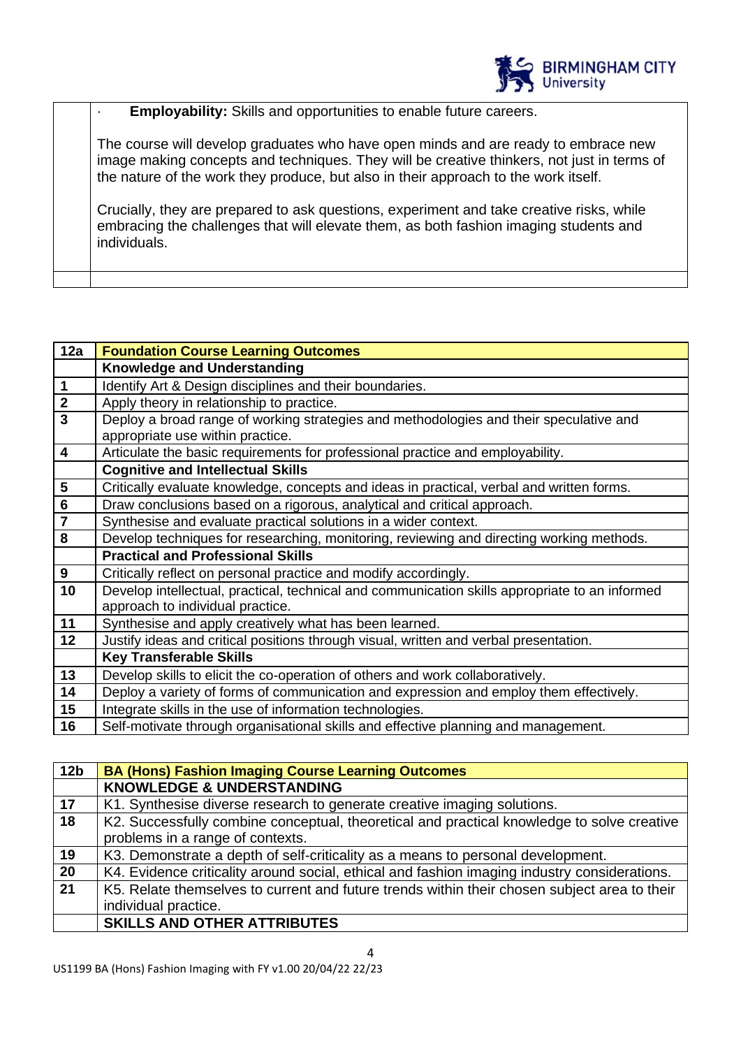| | |
|---|---|
| | · **Employability:** Skills and opportunities to enable future careers. <br><br> The course will develop graduates who have open minds and are ready to embrace new image making concepts and techniques. They will be creative thinkers, not just in terms of the nature of the work they produce, but also in their approach to the work itself. <br><br> Crucially, they are prepared to ask questions, experiment and take creative risks, while embracing the challenges that will elevate them, as both fashion imaging students and individuals. |
| | |

| 12a | **Foundation Course Learning Outcomes** |
|---|---|
| | **Knowledge and Understanding** |
| 1 | Identify Art & Design disciplines and their boundaries. |
| 2 | Apply theory in relationship to practice. |
| 3 | Deploy a broad range of working strategies and methodologies and their speculative and appropriate use within practice. |
| 4 | Articulate the basic requirements for professional practice and employability. |
| | **Cognitive and Intellectual Skills** |
| 5 | Critically evaluate knowledge, concepts and ideas in practical, verbal and written forms. |
| 6 | Draw conclusions based on a rigorous, analytical and critical approach. |
| 7 | Synthesise and evaluate practical solutions in a wider context. |
| 8 | Develop techniques for researching, monitoring, reviewing and directing working methods. |
| | **Practical and Professional Skills** |
| 9 | Critically reflect on personal practice and modify accordingly. |
| 10 | Develop intellectual, practical, technical and communication skills appropriate to an informed approach to individual practice. |
| 11 | Synthesise and apply creatively what has been learned. |
| 12 | Justify ideas and critical positions through visual, written and verbal presentation. |
| | **Key Transferable Skills** |
| 13 | Develop skills to elicit the co-operation of others and work collaboratively. |
| 14 | Deploy a variety of forms of communication and expression and employ them effectively. |
| 15 | Integrate skills in the use of information technologies. |
| 16 | Self-motivate through organisational skills and effective planning and management. |

| 12b | **BA (Hons) Fashion Imaging Course Learning Outcomes** |
|---|---|
| | **KNOWLEDGE & UNDERSTANDING** |
| 17 | K1. Synthesise diverse research to generate creative imaging solutions. |
| 18 | K2. Successfully combine conceptual, theoretical and practical knowledge to solve creative problems in a range of contexts. |
| 19 | K3. Demonstrate a depth of self-criticality as a means to personal development. |
| 20 | K4. Evidence criticality around social, ethical and fashion imaging industry considerations. |
| 21 | K5. Relate themselves to current and future trends within their chosen subject area to their individual practice. |
| | **SKILLS AND OTHER ATTRIBUTES** |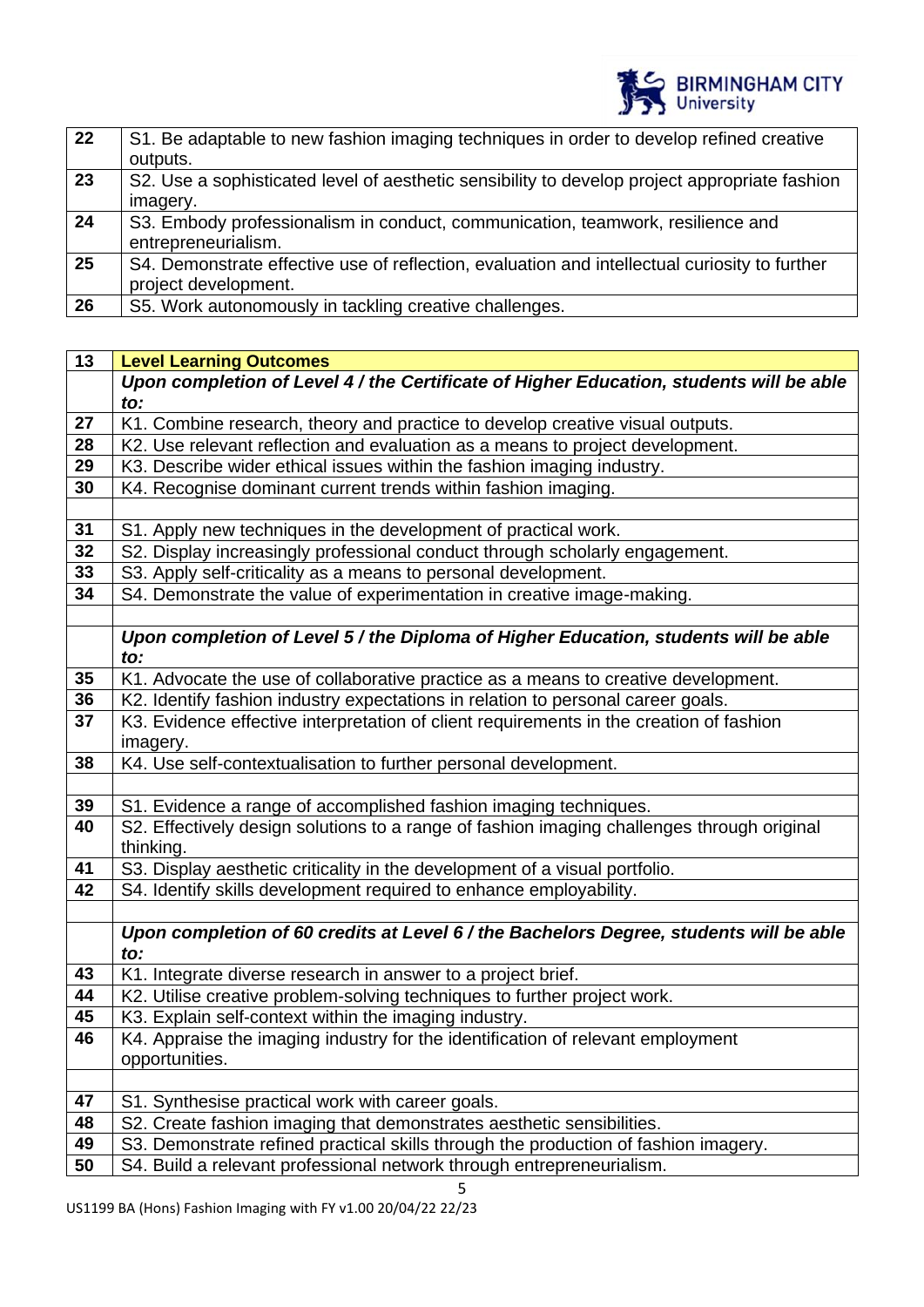| | |
|---|---|
| 22 | S1. Be adaptable to new fashion imaging techniques in order to develop refined creative outputs. |
| 23 | S2. Use a sophisticated level of aesthetic sensibility to develop project appropriate fashion imagery. |
| 24 | S3. Embody professionalism in conduct, communication, teamwork, resilience and entrepreneurialism. |
| 25 | S4. Demonstrate effective use of reflection, evaluation and intellectual curiosity to further project development. |
| 26 | S5. Work autonomously in tackling creative challenges. |

| 13 | **Level Learning Outcomes** |
|---|---|
| | ***Upon completion of Level 4 / the Certificate of Higher Education, students will be able to:*** |
| 27 | K1. Combine research, theory and practice to develop creative visual outputs. |
| 28 | K2. Use relevant reflection and evaluation as a means to project development. |
| 29 | K3. Describe wider ethical issues within the fashion imaging industry. |
| 30 | K4. Recognise dominant current trends within fashion imaging. |
| | |
| 31 | S1. Apply new techniques in the development of practical work. |
| 32 | S2. Display increasingly professional conduct through scholarly engagement. |
| 33 | S3. Apply self-criticality as a means to personal development. |
| 34 | S4. Demonstrate the value of experimentation in creative image-making. |
| | |
| | ***Upon completion of Level 5 / the Diploma of Higher Education, students will be able to:*** |
| 35 | K1. Advocate the use of collaborative practice as a means to creative development. |
| 36 | K2. Identify fashion industry expectations in relation to personal career goals. |
| 37 | K3. Evidence effective interpretation of client requirements in the creation of fashion imagery. |
| 38 | K4. Use self-contextualisation to further personal development. |
| | |
| 39 | S1. Evidence a range of accomplished fashion imaging techniques. |
| 40 | S2. Effectively design solutions to a range of fashion imaging challenges through original thinking. |
| 41 | S3. Display aesthetic criticality in the development of a visual portfolio. |
| 42 | S4. Identify skills development required to enhance employability. |
| | |
| | ***Upon completion of 60 credits at Level 6 / the Bachelors Degree, students will be able to:*** |
| 43 | K1. Integrate diverse research in answer to a project brief. |
| 44 | K2. Utilise creative problem-solving techniques to further project work. |
| 45 | K3. Explain self-context within the imaging industry. |
| 46 | K4. Appraise the imaging industry for the identification of relevant employment opportunities. |
| | |
| 47 | S1. Synthesise practical work with career goals. |
| 48 | S2. Create fashion imaging that demonstrates aesthetic sensibilities. |
| 49 | S3. Demonstrate refined practical skills through the production of fashion imagery. |
| 50 | S4. Build a relevant professional network through entrepreneurialism. |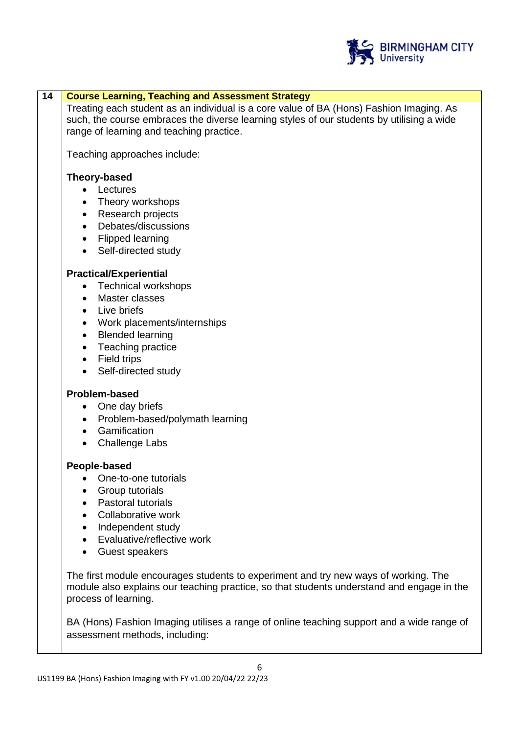## 14 Course Learning, Teaching and Assessment Strategy

Treating each student as an individual is a core value of BA (Hons) Fashion Imaging. As such, the course embraces the diverse learning styles of our students by utilising a wide range of learning and teaching practice.

Teaching approaches include:

**Theory-based**

- Lectures
- Theory workshops
- Research projects
- Debates/discussions
- Flipped learning
- Self-directed study

**Practical/Experiential**

- Technical workshops
- Master classes
- Live briefs
- Work placements/internships
- Blended learning
- Teaching practice
- Field trips
- Self-directed study

**Problem-based**

- One day briefs
- Problem-based/polymath learning
- Gamification
- Challenge Labs

**People-based**

- One-to-one tutorials
- Group tutorials
- Pastoral tutorials
- Collaborative work
- Independent study
- Evaluative/reflective work
- Guest speakers

The first module encourages students to experiment and try new ways of working. The module also explains our teaching practice, so that students understand and engage in the process of learning.

BA (Hons) Fashion Imaging utilises a range of online teaching support and a wide range of assessment methods, including: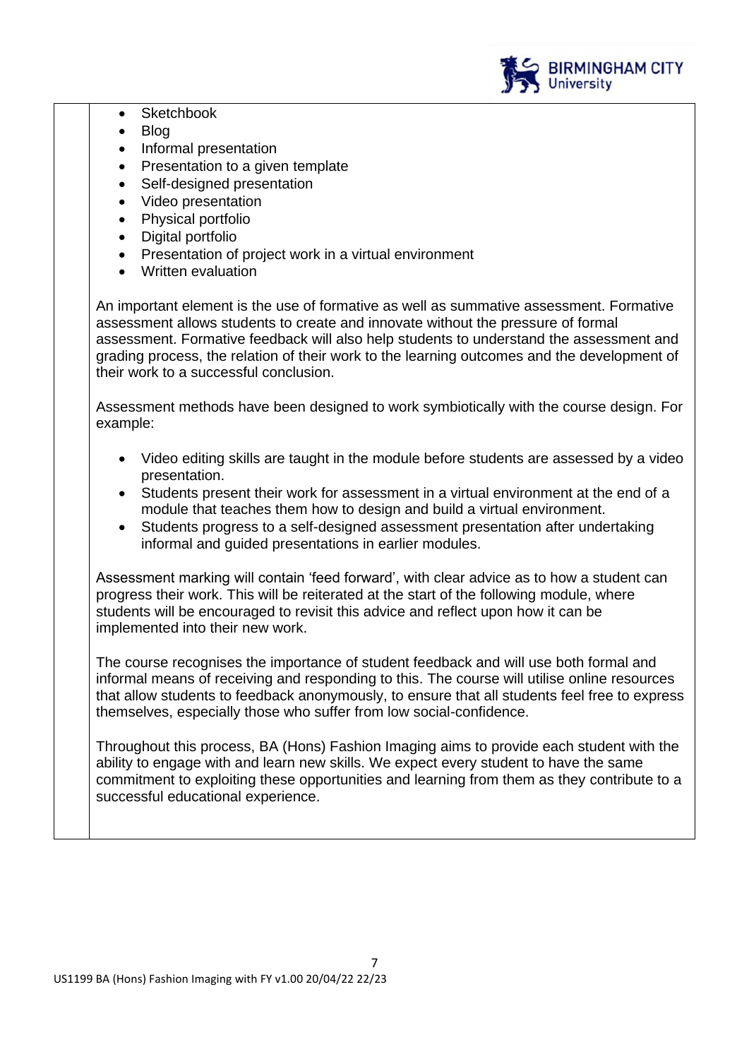- Sketchbook
- Blog
- Informal presentation
- Presentation to a given template
- Self-designed presentation
- Video presentation
- Physical portfolio
- Digital portfolio
- Presentation of project work in a virtual environment
- Written evaluation

An important element is the use of formative as well as summative assessment. Formative assessment allows students to create and innovate without the pressure of formal assessment. Formative feedback will also help students to understand the assessment and grading process, the relation of their work to the learning outcomes and the development of their work to a successful conclusion.

Assessment methods have been designed to work symbiotically with the course design. For example:

- Video editing skills are taught in the module before students are assessed by a video presentation.
- Students present their work for assessment in a virtual environment at the end of a module that teaches them how to design and build a virtual environment.
- Students progress to a self-designed assessment presentation after undertaking informal and guided presentations in earlier modules.

Assessment marking will contain 'feed forward', with clear advice as to how a student can progress their work. This will be reiterated at the start of the following module, where students will be encouraged to revisit this advice and reflect upon how it can be implemented into their new work.

The course recognises the importance of student feedback and will use both formal and informal means of receiving and responding to this. The course will utilise online resources that allow students to feedback anonymously, to ensure that all students feel free to express themselves, especially those who suffer from low social-confidence.

Throughout this process, BA (Hons) Fashion Imaging aims to provide each student with the ability to engage with and learn new skills. We expect every student to have the same commitment to exploiting these opportunities and learning from them as they contribute to a successful educational experience.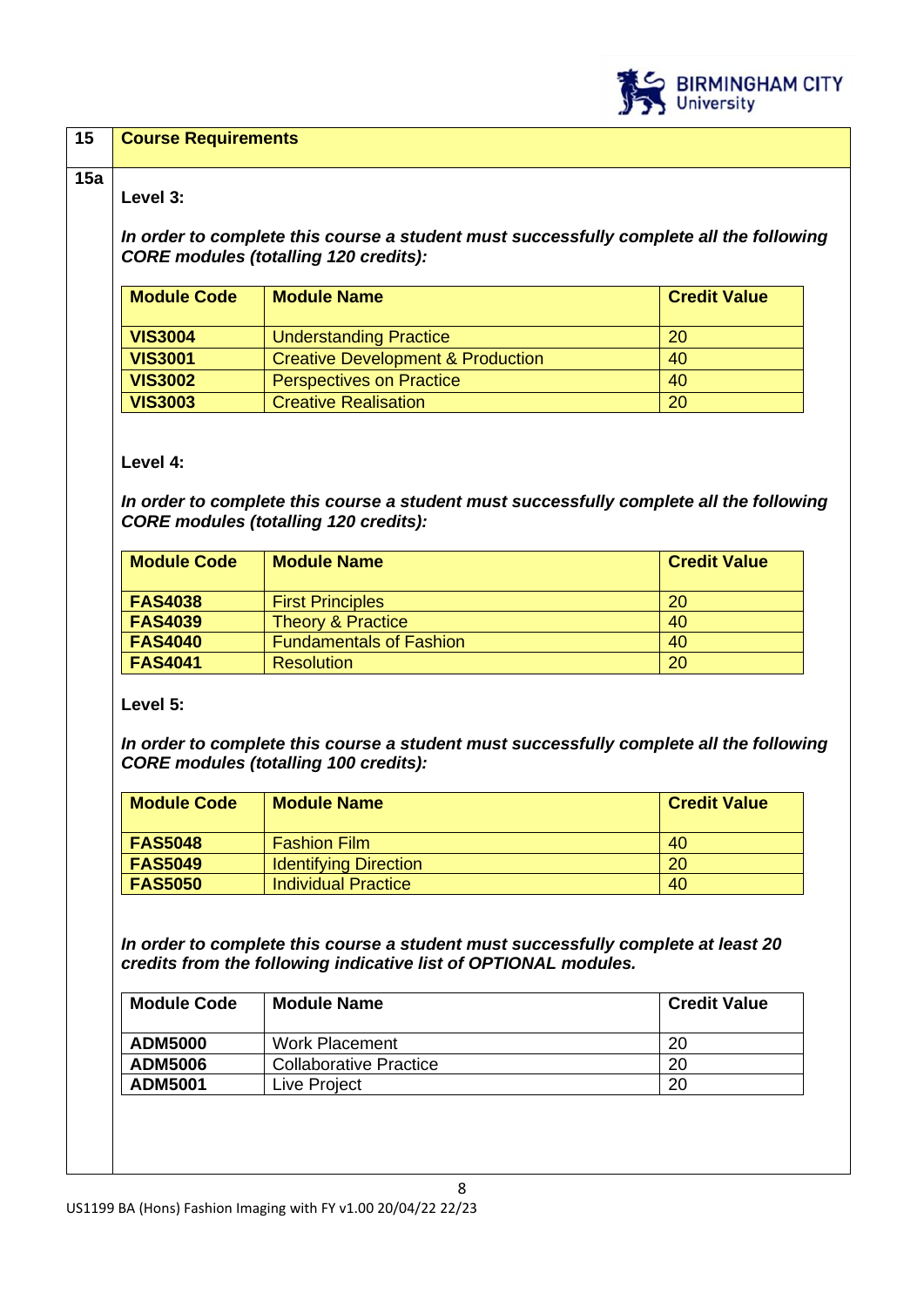| 15 | Course Requirements |
|---|---|

**15a**

**Level 3:**

***In order to complete this course a student must successfully complete all the following CORE modules (totalling 120 credits):***

| Module Code | Module Name | Credit Value |
|---|---|---|
| **VIS3004** | Understanding Practice | 20 |
| **VIS3001** | Creative Development & Production | 40 |
| **VIS3002** | Perspectives on Practice | 40 |
| **VIS3003** | Creative Realisation | 20 |

**Level 4:**

***In order to complete this course a student must successfully complete all the following CORE modules (totalling 120 credits):***

| Module Code | Module Name | Credit Value |
|---|---|---|
| **FAS4038** | First Principles | 20 |
| **FAS4039** | Theory & Practice | 40 |
| **FAS4040** | Fundamentals of Fashion | 40 |
| **FAS4041** | Resolution | 20 |

**Level 5:**

***In order to complete this course a student must successfully complete all the following CORE modules (totalling 100 credits):***

| Module Code | Module Name | Credit Value |
|---|---|---|
| **FAS5048** | Fashion Film | 40 |
| **FAS5049** | Identifying Direction | 20 |
| **FAS5050** | Individual Practice | 40 |

***In order to complete this course a student must successfully complete at least 20 credits from the following indicative list of OPTIONAL modules.***

| Module Code | Module Name | Credit Value |
|---|---|---|
| **ADM5000** | Work Placement | 20 |
| **ADM5006** | Collaborative Practice | 20 |
| **ADM5001** | Live Project | 20 |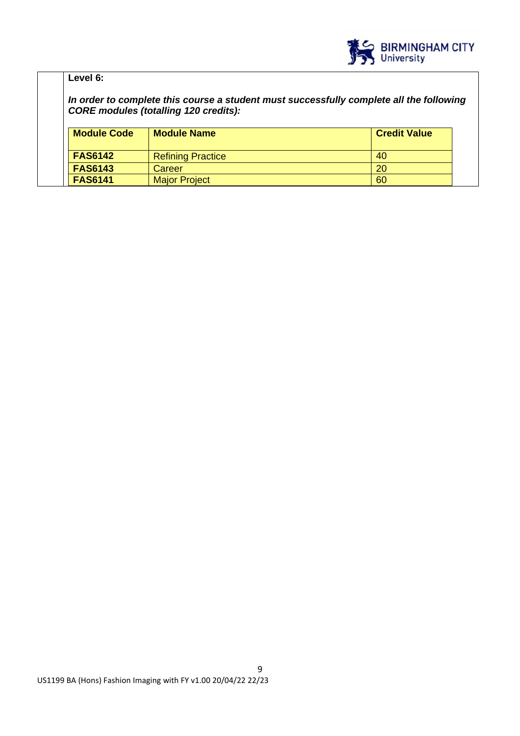**Level 6:**

***In order to complete this course a student must successfully complete all the following CORE modules (totalling 120 credits):***

| Module Code | Module Name | Credit Value |
|---|---|---|
| **FAS6142** | Refining Practice | 40 |
| **FAS6143** | Career | 20 |
| **FAS6141** | Major Project | 60 |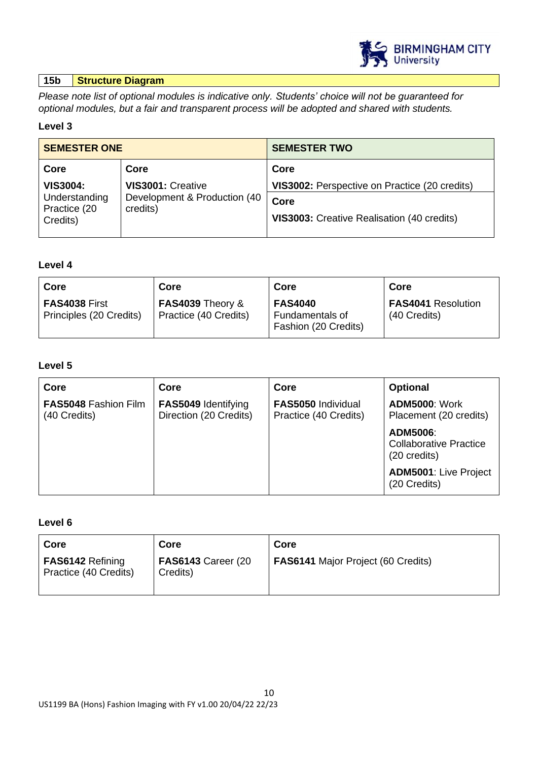## 15b Structure Diagram

*Please note list of optional modules is indicative only. Students' choice will not be guaranteed for optional modules, but a fair and transparent process will be adopted and shared with students.*

**Level 3**

| **SEMESTER ONE** | | **SEMESTER TWO** |
|---|---|---|
| **Core**<br>**VIS3004:** Understanding Practice (20 Credits) | **Core**<br>**VIS3001:** Creative Development & Production (40 credits) | **Core**<br>**VIS3002:** Perspective on Practice (20 credits)<br>**Core**<br>**VIS3003:** Creative Realisation (40 credits) |

**Level 4**

| **Core** | **Core** | **Core** | **Core** |
|---|---|---|---|
| **FAS4038** First Principles (20 Credits) | **FAS4039** Theory & Practice (40 Credits) | **FAS4040** Fundamentals of Fashion (20 Credits) | **FAS4041** Resolution (40 Credits) |

**Level 5**

| **Core** | **Core** | **Core** | **Optional** |
|---|---|---|---|
| **FAS5048** Fashion Film (40 Credits) | **FAS5049** Identifying Direction (20 Credits) | **FAS5050** Individual Practice (40 Credits) | **ADM5000**: Work Placement (20 credits)<br>**ADM5006**: Collaborative Practice (20 credits)<br>**ADM5001**: Live Project (20 Credits) |

**Level 6**

| **Core** | **Core** | **Core** |
|---|---|---|
| **FAS6142** Refining Practice (40 Credits) | **FAS6143** Career (20 Credits) | **FAS6141** Major Project (60 Credits) |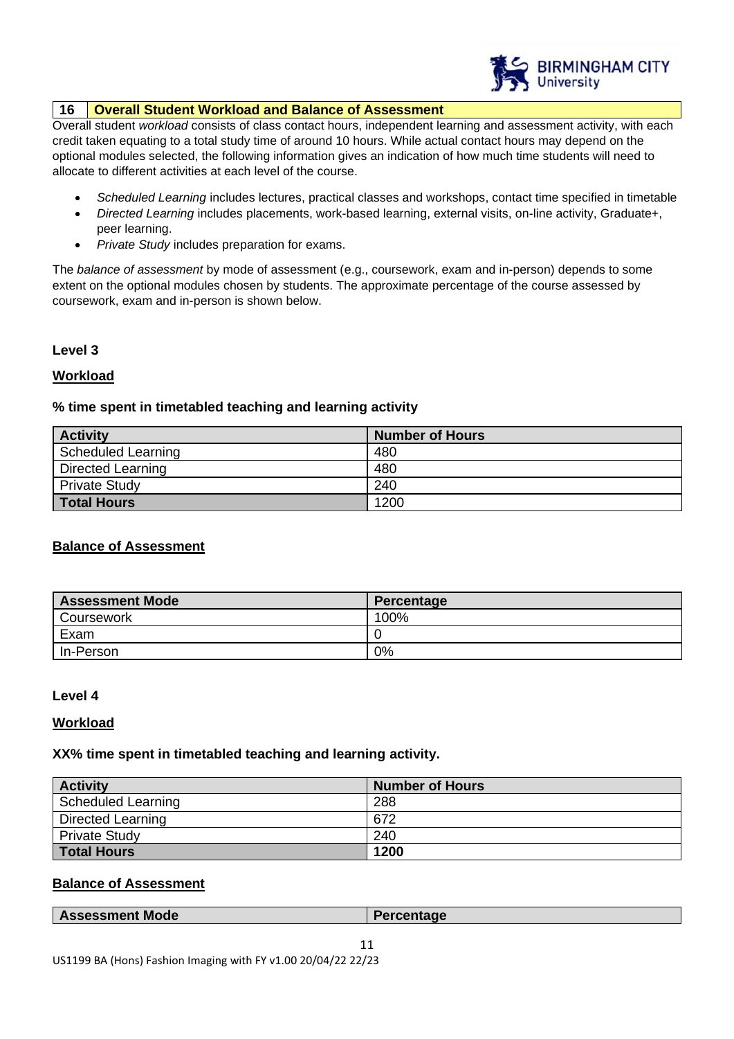## 16 Overall Student Workload and Balance of Assessment

Overall student *workload* consists of class contact hours, independent learning and assessment activity, with each credit taken equating to a total study time of around 10 hours. While actual contact hours may depend on the optional modules selected, the following information gives an indication of how much time students will need to allocate to different activities at each level of the course.

- *Scheduled Learning* includes lectures, practical classes and workshops, contact time specified in timetable
- *Directed Learning* includes placements, work-based learning, external visits, on-line activity, Graduate+, peer learning.
- *Private Study* includes preparation for exams.

The *balance of assessment* by mode of assessment (e.g., coursework, exam and in-person) depends to some extent on the optional modules chosen by students. The approximate percentage of the course assessed by coursework, exam and in-person is shown below.

### Level 3

**Workload**

**% time spent in timetabled teaching and learning activity**

| Activity | Number of Hours |
|---|---|
| Scheduled Learning | 480 |
| Directed Learning | 480 |
| Private Study | 240 |
| **Total Hours** | 1200 |

**Balance of Assessment**

| Assessment Mode | Percentage |
|---|---|
| Coursework | 100% |
| Exam | 0 |
| In-Person | 0% |

### Level 4

**Workload**

**XX% time spent in timetabled teaching and learning activity.**

| Activity | Number of Hours |
|---|---|
| Scheduled Learning | 288 |
| Directed Learning | 672 |
| Private Study | 240 |
| **Total Hours** | **1200** |

**Balance of Assessment**

| Assessment Mode | Percentage |
|---|---|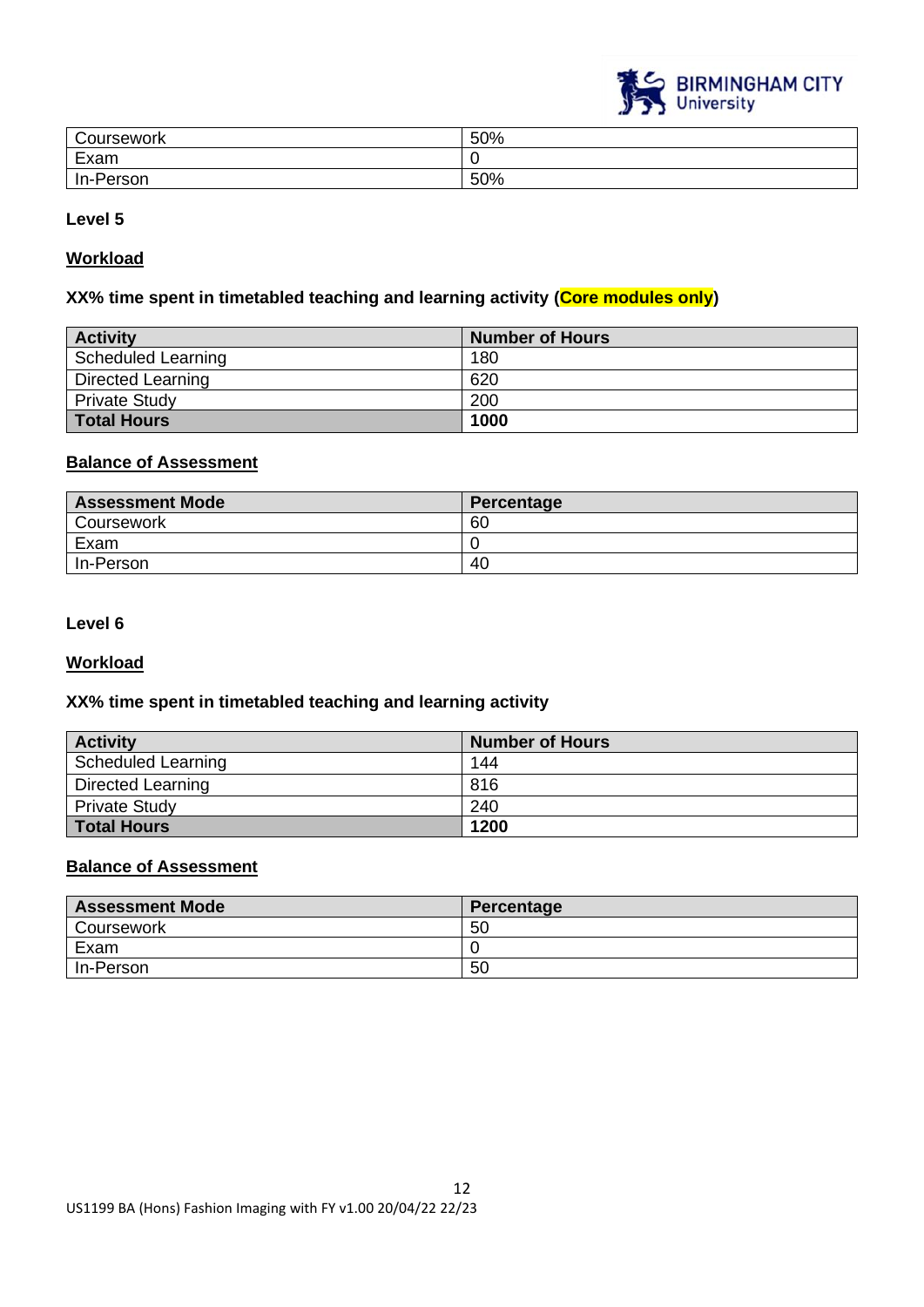| | |
|---|---|
| Coursework | 50% |
| Exam | 0 |
| In-Person | 50% |

**Level 5**

**Workload**

**XX% time spent in timetabled teaching and learning activity (Core modules only)**

| Activity | Number of Hours |
|---|---|
| Scheduled Learning | 180 |
| Directed Learning | 620 |
| Private Study | 200 |
| **Total Hours** | **1000** |

**Balance of Assessment**

| Assessment Mode | Percentage |
|---|---|
| Coursework | 60 |
| Exam | 0 |
| In-Person | 40 |

**Level 6**

**Workload**

**XX% time spent in timetabled teaching and learning activity**

| Activity | Number of Hours |
|---|---|
| Scheduled Learning | 144 |
| Directed Learning | 816 |
| Private Study | 240 |
| **Total Hours** | **1200** |

**Balance of Assessment**

| Assessment Mode | Percentage |
|---|---|
| Coursework | 50 |
| Exam | 0 |
| In-Person | 50 |